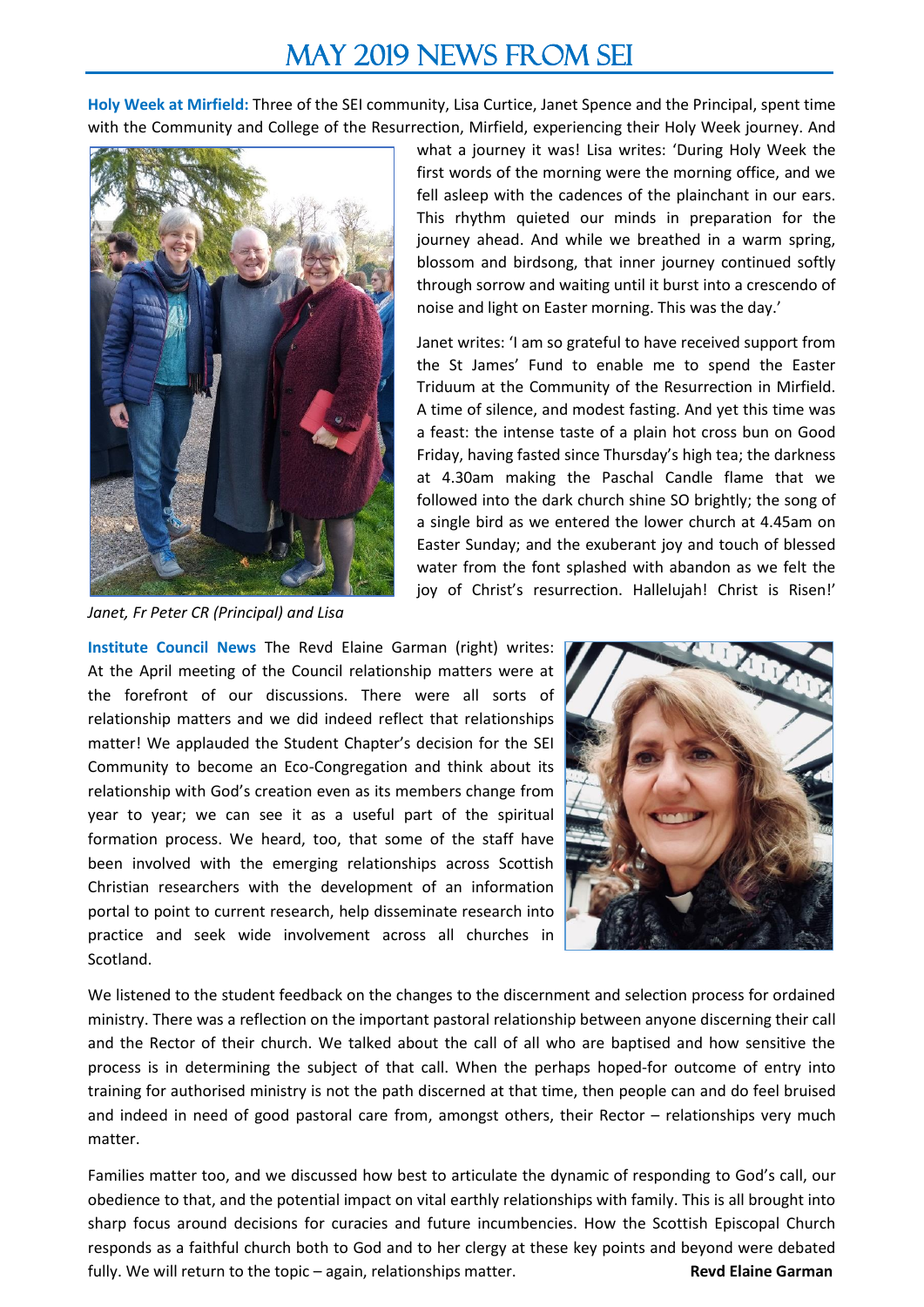# MAY 2019 NEWS FROM SEI

**Holy Week at Mirfield:** Three of the SEI community, Lisa Curtice, Janet Spence and the Principal, spent time with the Community and College of the Resurrection, Mirfield, experiencing their Holy Week journey. And what a journey it was! Lisa writes: 'During Holy Week the first words of the morning were the morning office, and we fell asleep with the cadences of the plainchant in our ears. This rhythm quieted our minds in preparation for the journey ahead. And while we breathed in a warm spring, blossom and birdsong, that inner journey continued softly through sorrow and waiting until it burst into a crescendo of noise and light on Easter morning. This was the day.'

Janet writes: 'I am so grateful to have received support from the St James' Fund to enable me to spend the Easter Triduum at the Community of the Resurrection in Mirfield. A time of silence, and modest fasting. And yet this time was a feast: the intense taste of a plain hot cross bun on Good Friday, having fasted since Thursday's high tea; the darkness at 4.30am making the Paschal Candle flame that we followed into the dark church shine SO brightly; the song of a single bird as we entered the lower church at 4.45am on Easter Sunday; and the exuberant joy and touch of blessed water from the font splashed with abandon as we felt the joy of Christ's resurrection. Hallelujah! Christ is Risen!'

*Janet, Fr Peter CR (Principal) and Lisa*

**Institute Council News** The Revd Elaine Garman (right) writes: At the April meeting of the Council relationship matters were at the forefront of our discussions. There were all sorts of relationship matters and we did indeed reflect that relationships matter! We applauded the Student Chapter's decision for the SEI Community to become an Eco-Congregation and think about its relationship with God's creation even as its members change from year to year; we can see it as a useful part of the spiritual formation process. We heard, too, that some of the staff have been involved with the emerging relationships across Scottish Christian researchers with the development of an information portal to point to current research, help disseminate research into practice and seek wide involvement across all churches in Scotland.

We listened to the student feedback on the changes to the discernment and selection process for ordained ministry. There was a reflection on the important pastoral relationship between anyone discerning their call and the Rector of their church. We talked about the call of all who are baptised and how sensitive the process is in determining the subject of that call. When the perhaps hoped-for outcome of entry into training for authorised ministry is not the path discerned at that time, then people can and do feel bruised and indeed in need of good pastoral care from, amongst others, their Rector – relationships very much matter.

Families matter too, and we discussed how best to articulate the dynamic of responding to God's call, our obedience to that, and the potential impact on vital earthly relationships with family. This is all brought into sharp focus around decisions for curacies and future incumbencies. How the Scottish Episcopal Church responds as a faithful church both to God and to her clergy at these key points and beyond were debated fully. We will return to the topic – again, relationships matter. **Revd Elaine Garman**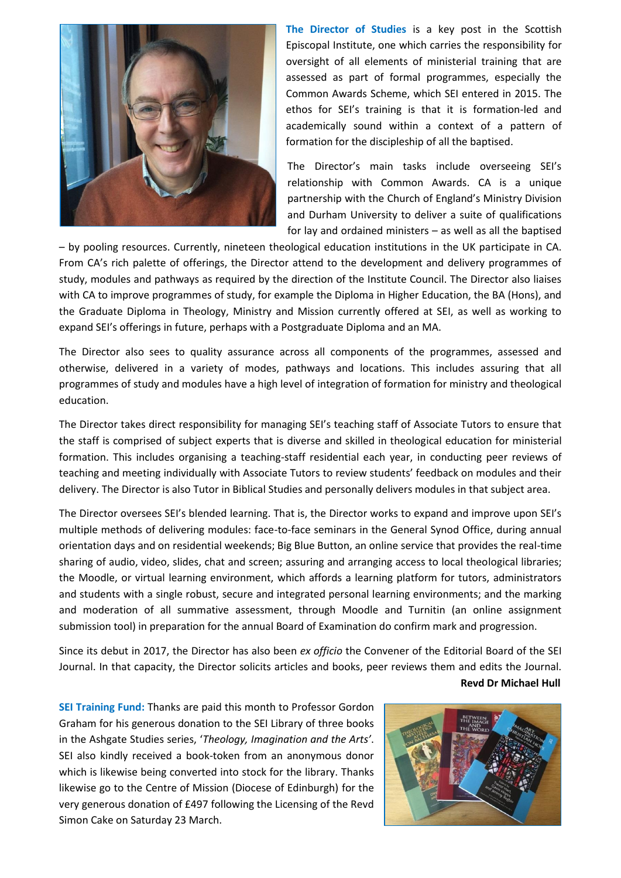**The Director of Studies** is a key post in the Scottish Episcopal Institute, one which carries the responsibility for oversight of all elements of ministerial training that are assessed as part of formal programmes, especially the Common Awards Scheme, which SEI entered in 2015. The ethos for SEI's training is that it is formation-led and academically sound within a context of a pattern of formation for the discipleship of all the baptised.

The Director's main tasks include overseeing SEI's relationship with Common Awards. CA is a unique partnership with the Church of England's Ministry Division and Durham University to deliver a suite of qualifications for lay and ordained ministers – as well as all the baptised – by pooling resources. Currently, nineteen theological education institutions in the UK participate in CA. From CA's rich palette of offerings, the Director attend to the development and delivery programmes of study, modules and pathways as required by the direction of the Institute Council. The Director also liaises with CA to improve programmes of study, for example the Diploma in Higher Education, the BA (Hons), and the Graduate Diploma in Theology, Ministry and Mission currently offered at SEI, as well as working to expand SEI's offerings in future, perhaps with a Postgraduate Diploma and an MA.

The Director also sees to quality assurance across all components of the programmes, assessed and otherwise, delivered in a variety of modes, pathways and locations. This includes assuring that all programmes of study and modules have a high level of integration of formation for ministry and theological education.

The Director takes direct responsibility for managing SEI's teaching staff of Associate Tutors to ensure that the staff is comprised of subject experts that is diverse and skilled in theological education for ministerial formation. This includes organising a teaching-staff residential each year, in conducting peer reviews of teaching and meeting individually with Associate Tutors to review students' feedback on modules and their delivery. The Director is also Tutor in Biblical Studies and personally delivers modules in that subject area.

The Director oversees SEI's blended learning. That is, the Director works to expand and improve upon SEI's multiple methods of delivering modules: face-to-face seminars in the General Synod Office, during annual orientation days and on residential weekends; Big Blue Button, an online service that provides the real-time sharing of audio, video, slides, chat and screen; assuring and arranging access to local theological libraries; the Moodle, or virtual learning environment, which affords a learning platform for tutors, administrators and students with a single robust, secure and integrated personal learning environments; and the marking and moderation of all summative assessment, through Moodle and Turnitin (an online assignment submission tool) in preparation for the annual Board of Examination do confirm mark and progression.

Since its debut in 2017, the Director has also been *ex officio* the Convener of the Editorial Board of the SEI Journal. In that capacity, the Director solicits articles and books, peer reviews them and edits the Journal.

**Revd Dr Michael Hull**

**SEI Training Fund:** Thanks are paid this month to Professor Gordon Graham for his generous donation to the SEI Library of three books in the Ashgate Studies series, '*Theology, Imagination and the Arts*'. SEI also kindly received a book-token from an anonymous donor which is likewise being converted into stock for the library. Thanks likewise go to the Centre of Mission (Diocese of Edinburgh) for the very generous donation of £497 following the Licensing of the Revd Simon Cake on Saturday 23 March.